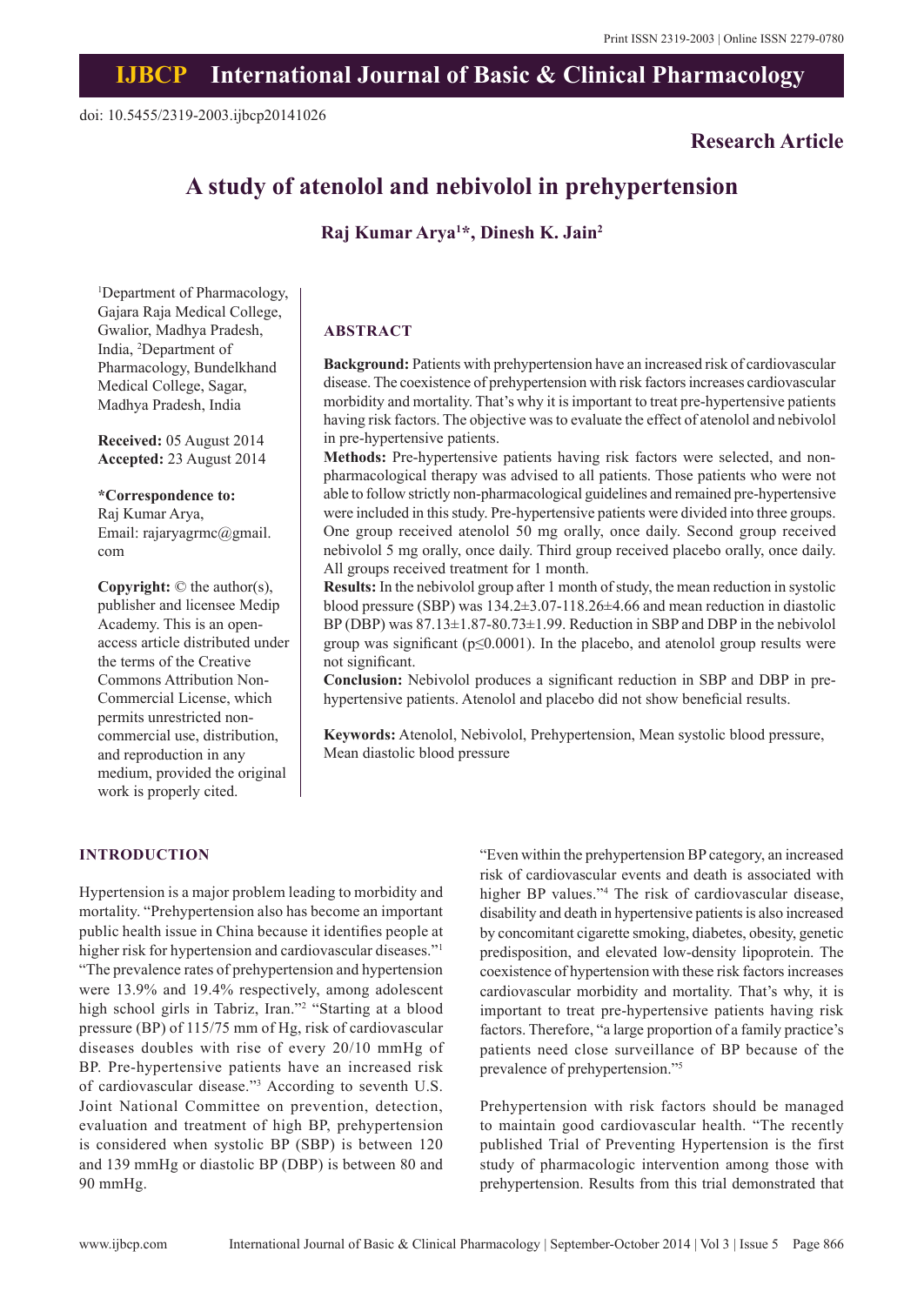doi: 10.5455/2319-2003.ijbcp20141026

**Research Article**

# A study of atenolol and nebivolol in prehypertension

**Raj Kumar Arya[1]*, Dinesh K. Jain[2]**

[1]Department of Pharmacology, Gajara Raja Medical College, Gwalior, Madhya Pradesh, India, [2]Department of Pharmacology, Bundelkhand Medical College, Sagar, Madhya Pradesh, India

**Received:** 05 August 2014
**Accepted:** 23 August 2014

**\*Correspondence to:**
Raj Kumar Arya,
Email: rajaryagrmc@gmail.com

**Copyright:** © the author(s), publisher and licensee Medip Academy. This is an open-access article distributed under the terms of the Creative Commons Attribution Non-Commercial License, which permits unrestricted non-commercial use, distribution, and reproduction in any medium, provided the original work is properly cited.

## ABSTRACT

**Background:** Patients with prehypertension have an increased risk of cardiovascular disease. The coexistence of prehypertension with risk factors increases cardiovascular morbidity and mortality. That's why it is important to treat pre-hypertensive patients having risk factors. The objective was to evaluate the effect of atenolol and nebivolol in pre-hypertensive patients.

**Methods:** Pre-hypertensive patients having risk factors were selected, and non-pharmacological therapy was advised to all patients. Those patients who were not able to follow strictly non-pharmacological guidelines and remained pre-hypertensive were included in this study. Pre-hypertensive patients were divided into three groups. One group received atenolol 50 mg orally, once daily. Second group received nebivolol 5 mg orally, once daily. Third group received placebo orally, once daily. All groups received treatment for 1 month.

**Results:** In the nebivolol group after 1 month of study, the mean reduction in systolic blood pressure (SBP) was 134.2±3.07-118.26±4.66 and mean reduction in diastolic BP (DBP) was 87.13±1.87-80.73±1.99. Reduction in SBP and DBP in the nebivolol group was significant ($p \leq 0.0001$). In the placebo, and atenolol group results were not significant.

**Conclusion:** Nebivolol produces a significant reduction in SBP and DBP in pre-hypertensive patients. Atenolol and placebo did not show beneficial results.

**Keywords:** Atenolol, Nebivolol, Prehypertension, Mean systolic blood pressure, Mean diastolic blood pressure

## INTRODUCTION

Hypertension is a major problem leading to morbidity and mortality. "Prehypertension also has become an important public health issue in China because it identifies people at higher risk for hypertension and cardiovascular diseases."[1] "The prevalence rates of prehypertension and hypertension were 13.9% and 19.4% respectively, among adolescent high school girls in Tabriz, Iran."[2] "Starting at a blood pressure (BP) of 115/75 mm of Hg, risk of cardiovascular diseases doubles with rise of every 20/10 mmHg of BP. Pre-hypertensive patients have an increased risk of cardiovascular disease."[3] According to seventh U.S. Joint National Committee on prevention, detection, evaluation and treatment of high BP, prehypertension is considered when systolic BP (SBP) is between 120 and 139 mmHg or diastolic BP (DBP) is between 80 and 90 mmHg.

"Even within the prehypertension BP category, an increased risk of cardiovascular events and death is associated with higher BP values."[4] The risk of cardiovascular disease, disability and death in hypertensive patients is also increased by concomitant cigarette smoking, diabetes, obesity, genetic predisposition, and elevated low-density lipoprotein. The coexistence of hypertension with these risk factors increases cardiovascular morbidity and mortality. That's why, it is important to treat pre-hypertensive patients having risk factors. Therefore, "a large proportion of a family practice's patients need close surveillance of BP because of the prevalence of prehypertension."[5]

Prehypertension with risk factors should be managed to maintain good cardiovascular health. "The recently published Trial of Preventing Hypertension is the first study of pharmacologic intervention among those with prehypertension. Results from this trial demonstrated that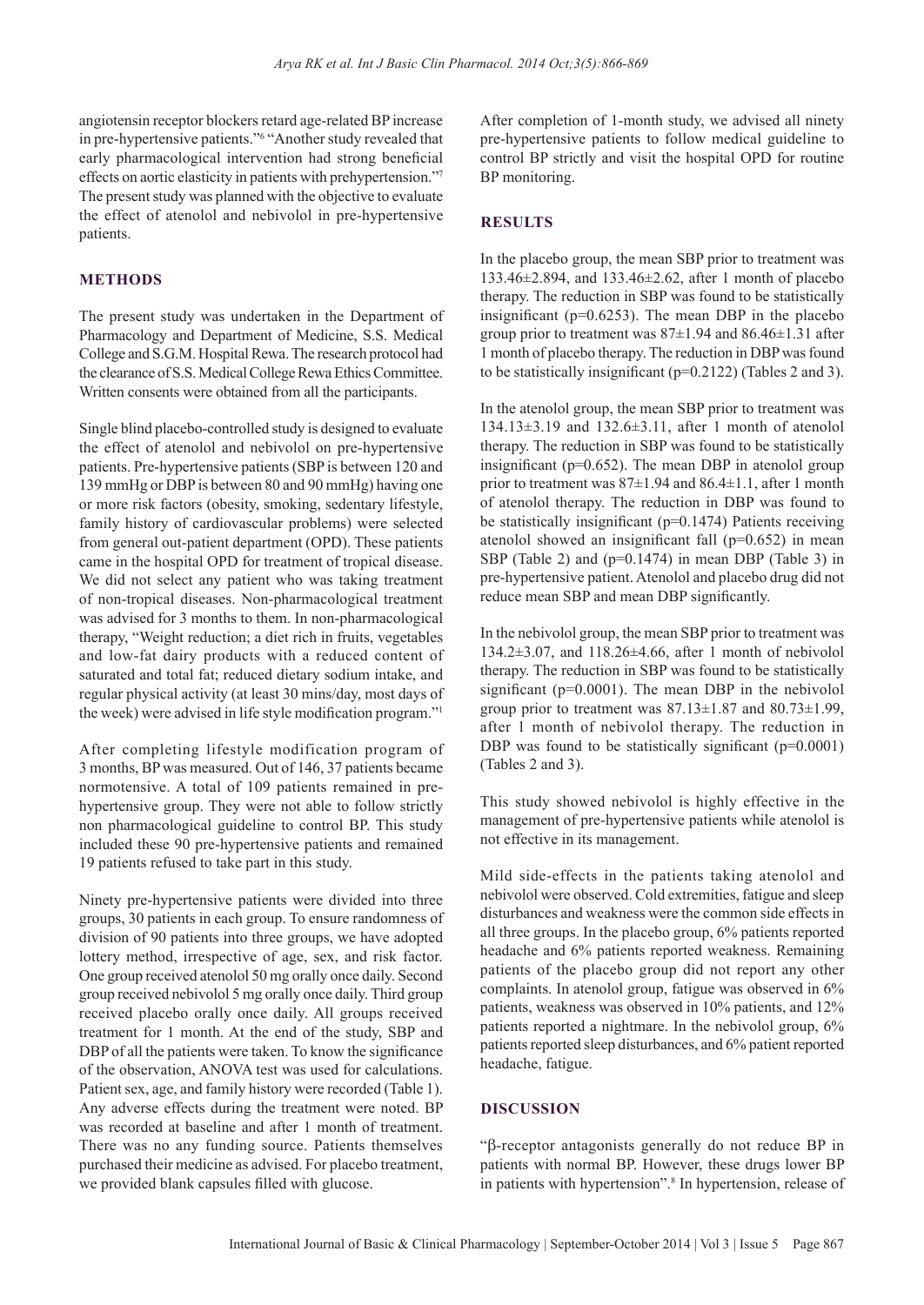angiotensin receptor blockers retard age-related BP increase in pre-hypertensive patients."[6] "Another study revealed that early pharmacological intervention had strong beneficial effects on aortic elasticity in patients with prehypertension."[7] The present study was planned with the objective to evaluate the effect of atenolol and nebivolol in pre-hypertensive patients.

## METHODS

The present study was undertaken in the Department of Pharmacology and Department of Medicine, S.S. Medical College and S.G.M. Hospital Rewa. The research protocol had the clearance of S.S. Medical College Rewa Ethics Committee. Written consents were obtained from all the participants.

Single blind placebo-controlled study is designed to evaluate the effect of atenolol and nebivolol on pre-hypertensive patients. Pre-hypertensive patients (SBP is between 120 and 139 mmHg or DBP is between 80 and 90 mmHg) having one or more risk factors (obesity, smoking, sedentary lifestyle, family history of cardiovascular problems) were selected from general out-patient department (OPD). These patients came in the hospital OPD for treatment of tropical disease. We did not select any patient who was taking treatment of non-tropical diseases. Non-pharmacological treatment was advised for 3 months to them. In non-pharmacological therapy, "Weight reduction; a diet rich in fruits, vegetables and low-fat dairy products with a reduced content of saturated and total fat; reduced dietary sodium intake, and regular physical activity (at least 30 mins/day, most days of the week) were advised in life style modification program."[1]

After completing lifestyle modification program of 3 months, BP was measured. Out of 146, 37 patients became normotensive. A total of 109 patients remained in pre-hypertensive group. They were not able to follow strictly non pharmacological guideline to control BP. This study included these 90 pre-hypertensive patients and remained 19 patients refused to take part in this study.

Ninety pre-hypertensive patients were divided into three groups, 30 patients in each group. To ensure randomness of division of 90 patients into three groups, we have adopted lottery method, irrespective of age, sex, and risk factor. One group received atenolol 50 mg orally once daily. Second group received nebivolol 5 mg orally once daily. Third group received placebo orally once daily. All groups received treatment for 1 month. At the end of the study, SBP and DBP of all the patients were taken. To know the significance of the observation, ANOVA test was used for calculations. Patient sex, age, and family history were recorded (Table 1). Any adverse effects during the treatment were noted. BP was recorded at baseline and after 1 month of treatment. There was no any funding source. Patients themselves purchased their medicine as advised. For placebo treatment, we provided blank capsules filled with glucose.

After completion of 1-month study, we advised all ninety pre-hypertensive patients to follow medical guideline to control BP strictly and visit the hospital OPD for routine BP monitoring.

## RESULTS

In the placebo group, the mean SBP prior to treatment was 133.46±2.894, and 133.46±2.62, after 1 month of placebo therapy. The reduction in SBP was found to be statistically insignificant (p=0.6253). The mean DBP in the placebo group prior to treatment was 87±1.94 and 86.46±1.31 after 1 month of placebo therapy. The reduction in DBP was found to be statistically insignificant (p=0.2122) (Tables 2 and 3).

In the atenolol group, the mean SBP prior to treatment was 134.13±3.19 and 132.6±3.11, after 1 month of atenolol therapy. The reduction in SBP was found to be statistically insignificant (p=0.652). The mean DBP in atenolol group prior to treatment was 87±1.94 and 86.4±1.1, after 1 month of atenolol therapy. The reduction in DBP was found to be statistically insignificant (p=0.1474) Patients receiving atenolol showed an insignificant fall (p=0.652) in mean SBP (Table 2) and (p=0.1474) in mean DBP (Table 3) in pre-hypertensive patient. Atenolol and placebo drug did not reduce mean SBP and mean DBP significantly.

In the nebivolol group, the mean SBP prior to treatment was 134.2±3.07, and 118.26±4.66, after 1 month of nebivolol therapy. The reduction in SBP was found to be statistically significant (p=0.0001). The mean DBP in the nebivolol group prior to treatment was 87.13±1.87 and 80.73±1.99, after 1 month of nebivolol therapy. The reduction in DBP was found to be statistically significant (p=0.0001) (Tables 2 and 3).

This study showed nebivolol is highly effective in the management of pre-hypertensive patients while atenolol is not effective in its management.

Mild side-effects in the patients taking atenolol and nebivolol were observed. Cold extremities, fatigue and sleep disturbances and weakness were the common side effects in all three groups. In the placebo group, 6% patients reported headache and 6% patients reported weakness. Remaining patients of the placebo group did not report any other complaints. In atenolol group, fatigue was observed in 6% patients, weakness was observed in 10% patients, and 12% patients reported a nightmare. In the nebivolol group, 6% patients reported sleep disturbances, and 6% patient reported headache, fatigue.

## DISCUSSION

"β-receptor antagonists generally do not reduce BP in patients with normal BP. However, these drugs lower BP in patients with hypertension".[8] In hypertension, release of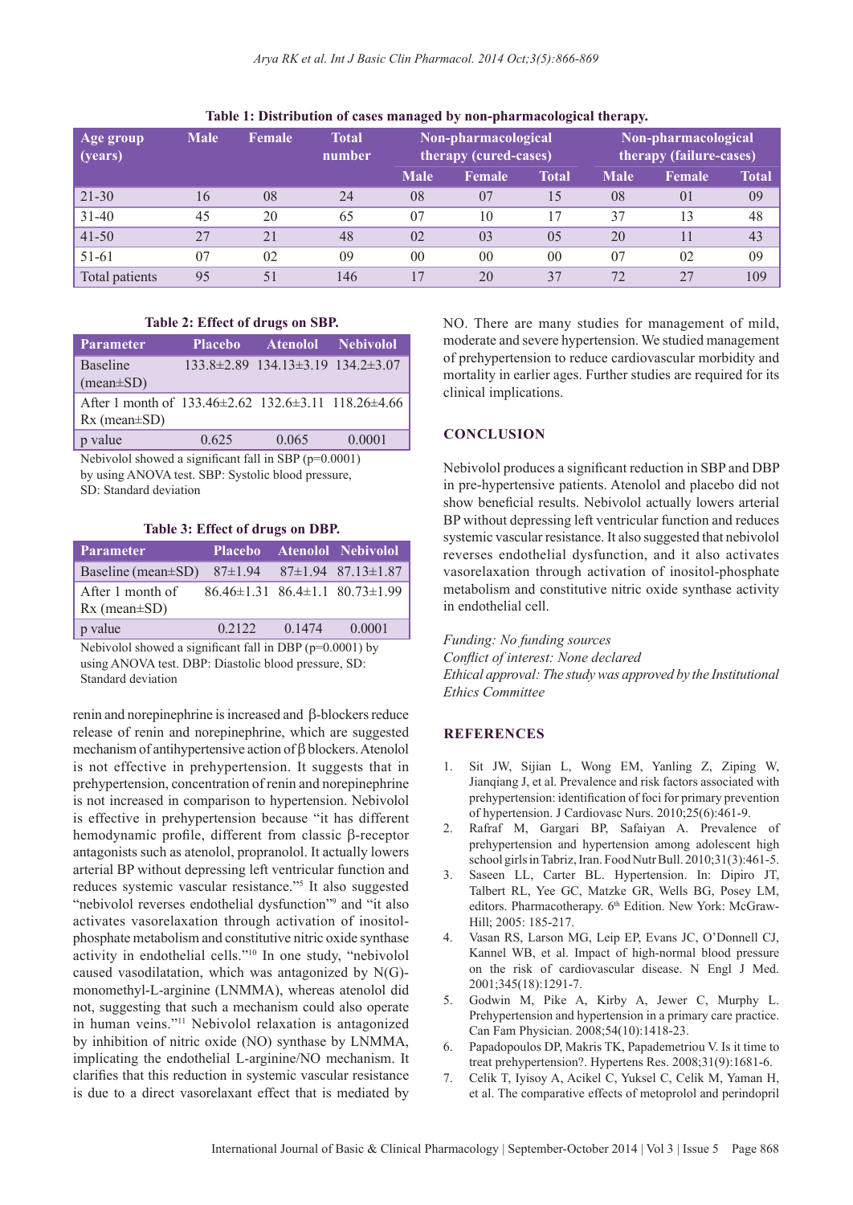**Table 1: Distribution of cases managed by non-pharmacological therapy.**

| Age group (years) | Male | Female | Total number | Non-pharmacological therapy (cured-cases) | | | Non-pharmacological therapy (failure-cases) | | |
|---|---|---|---|---|---|---|---|---|---|
| | | | | Male | Female | Total | Male | Female | Total |
| 21-30 | 16 | 08 | 24 | 08 | 07 | 15 | 08 | 01 | 09 |
| 31-40 | 45 | 20 | 65 | 07 | 10 | 17 | 37 | 13 | 48 |
| 41-50 | 27 | 21 | 48 | 02 | 03 | 05 | 20 | 11 | 43 |
| 51-61 | 07 | 02 | 09 | 00 | 00 | 00 | 07 | 02 | 09 |
| Total patients | 95 | 51 | 146 | 17 | 20 | 37 | 72 | 27 | 109 |

**Table 2: Effect of drugs on SBP.**

| Parameter | Placebo | Atenolol | Nebivolol |
|---|---|---|---|
| Baseline (mean±SD) | 133.8±2.89 | 134.13±3.19 | 134.2±3.07 |
| After 1 month of Rx (mean±SD) | 133.46±2.62 | 132.6±3.11 | 118.26±4.66 |
| p value | 0.625 | 0.065 | 0.0001 |

Nebivolol showed a significant fall in SBP (p=0.0001) by using ANOVA test. SBP: Systolic blood pressure, SD: Standard deviation

**Table 3: Effect of drugs on DBP.**

| Parameter | Placebo | Atenolol | Nebivolol |
|---|---|---|---|
| Baseline (mean±SD) | 87±1.94 | 87±1.94 | 87.13±1.87 |
| After 1 month of Rx (mean±SD) | 86.46±1.31 | 86.4±1.1 | 80.73±1.99 |
| p value | 0.2122 | 0.1474 | 0.0001 |

Nebivolol showed a significant fall in DBP (p=0.0001) by using ANOVA test. DBP: Diastolic blood pressure, SD: Standard deviation

renin and norepinephrine is increased and β-blockers reduce release of renin and norepinephrine, which are suggested mechanism of antihypertensive action of β blockers. Atenolol is not effective in prehypertension. It suggests that in prehypertension, concentration of renin and norepinephrine is not increased in comparison to hypertension. Nebivolol is effective in prehypertension because "it has different hemodynamic profile, different from classic β-receptor antagonists such as atenolol, propranolol. It actually lowers arterial BP without depressing left ventricular function and reduces systemic vascular resistance."[5] It also suggested "nebivolol reverses endothelial dysfunction"[9] and "it also activates vasorelaxation through activation of inositol-phosphate metabolism and constitutive nitric oxide synthase activity in endothelial cells."[10] In one study, "nebivolol caused vasodilatation, which was antagonized by N(G)-monomethyl-L-arginine (LNMMA), whereas atenolol did not, suggesting that such a mechanism could also operate in human veins."[11] Nebivolol relaxation is antagonized by inhibition of nitric oxide (NO) synthase by LNMMA, implicating the endothelial L-arginine/NO mechanism. It clarifies that this reduction in systemic vascular resistance is due to a direct vasorelaxant effect that is mediated by NO. There are many studies for management of mild, moderate and severe hypertension. We studied management of prehypertension to reduce cardiovascular morbidity and mortality in earlier ages. Further studies are required for its clinical implications.

## CONCLUSION

Nebivolol produces a significant reduction in SBP and DBP in pre-hypertensive patients. Atenolol and placebo did not show beneficial results. Nebivolol actually lowers arterial BP without depressing left ventricular function and reduces systemic vascular resistance. It also suggested that nebivolol reverses endothelial dysfunction, and it also activates vasorelaxation through activation of inositol-phosphate metabolism and constitutive nitric oxide synthase activity in endothelial cell.

*Funding: No funding sources*
*Conflict of interest: None declared*
*Ethical approval: The study was approved by the Institutional Ethics Committee*

## REFERENCES

1. Sit JW, Sijian L, Wong EM, Yanling Z, Ziping W, Jianqiang J, et al. Prevalence and risk factors associated with prehypertension: identification of foci for primary prevention of hypertension. J Cardiovasc Nurs. 2010;25(6):461-9.
2. Rafraf M, Gargari BP, Safaiyan A. Prevalence of prehypertension and hypertension among adolescent high school girls in Tabriz, Iran. Food Nutr Bull. 2010;31(3):461-5.
3. Saseen LL, Carter BL. Hypertension. In: Dipiro JT, Talbert RL, Yee GC, Matzke GR, Wells BG, Posey LM, editors. Pharmacotherapy. 6th Edition. New York: McGraw-Hill; 2005: 185-217.
4. Vasan RS, Larson MG, Leip EP, Evans JC, O'Donnell CJ, Kannel WB, et al. Impact of high-normal blood pressure on the risk of cardiovascular disease. N Engl J Med. 2001;345(18):1291-7.
5. Godwin M, Pike A, Kirby A, Jewer C, Murphy L. Prehypertension and hypertension in a primary care practice. Can Fam Physician. 2008;54(10):1418-23.
6. Papadopoulos DP, Makris TK, Papademetriou V. Is it time to treat prehypertension?. Hypertens Res. 2008;31(9):1681-6.
7. Celik T, Iyisoy A, Acikel C, Yuksel C, Celik M, Yaman H, et al. The comparative effects of metoprolol and perindopril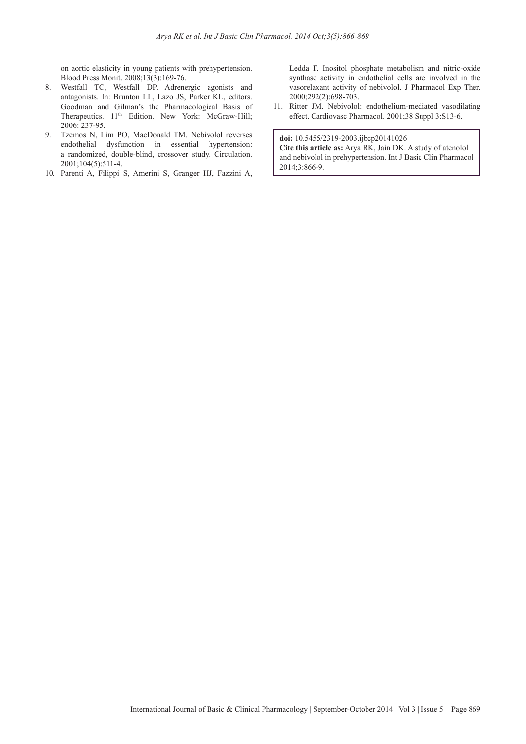on aortic elasticity in young patients with prehypertension. Blood Press Monit. 2008;13(3):169-76.

8. Westfall TC, Westfall DP. Adrenergic agonists and antagonists. In: Brunton LL, Lazo JS, Parker KL, editors. Goodman and Gilman's the Pharmacological Basis of Therapeutics. 11th Edition. New York: McGraw-Hill; 2006: 237-95.
9. Tzemos N, Lim PO, MacDonald TM. Nebivolol reverses endothelial dysfunction in essential hypertension: a randomized, double-blind, crossover study. Circulation. 2001;104(5):511-4.
10. Parenti A, Filippi S, Amerini S, Granger HJ, Fazzini A, Ledda F. Inositol phosphate metabolism and nitric-oxide synthase activity in endothelial cells are involved in the vasorelaxant activity of nebivolol. J Pharmacol Exp Ther. 2000;292(2):698-703.
11. Ritter JM. Nebivolol: endothelium-mediated vasodilating effect. Cardiovasc Pharmacol. 2001;38 Suppl 3:S13-6.

**doi:** 10.5455/2319-2003.ijbcp20141026
**Cite this article as:** Arya RK, Jain DK. A study of atenolol and nebivolol in prehypertension. Int J Basic Clin Pharmacol 2014;3:866-9.